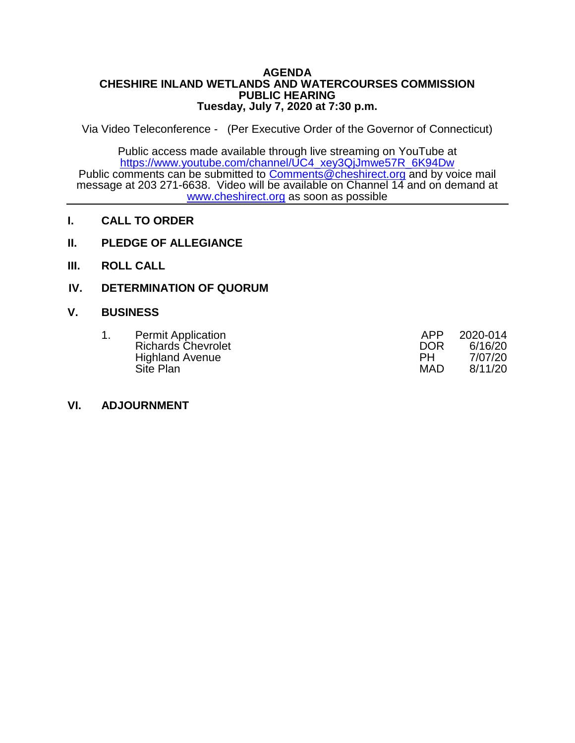# AGENDA
# CHESHIRE INLAND WETLANDS AND WATERCOURSES COMMISSION
# PUBLIC HEARING
# Tuesday, July 7, 2020 at 7:30 p.m.

Via Video Teleconference - (Per Executive Order of the Governor of Connecticut)

Public access made available through live streaming on YouTube at https://www.youtube.com/channel/UC4_xey3QjJmwe57R_6K94Dw
Public comments can be submitted to Comments@cheshirect.org and by voice mail message at 203 271-6638. Video will be available on Channel 14 and on demand at www.cheshirect.org as soon as possible

---

## I. CALL TO ORDER

## II. PLEDGE OF ALLEGIANCE

## III. ROLL CALL

## IV. DETERMINATION OF QUORUM

## V. BUSINESS

| | | | |
|---|---|---|---|
| 1. | Permit Application | APP | 2020-014 |
| | Richards Chevrolet | DOR | 6/16/20 |
| | Highland Avenue | PH | 7/07/20 |
| | Site Plan | MAD | 8/11/20 |

## VI. ADJOURNMENT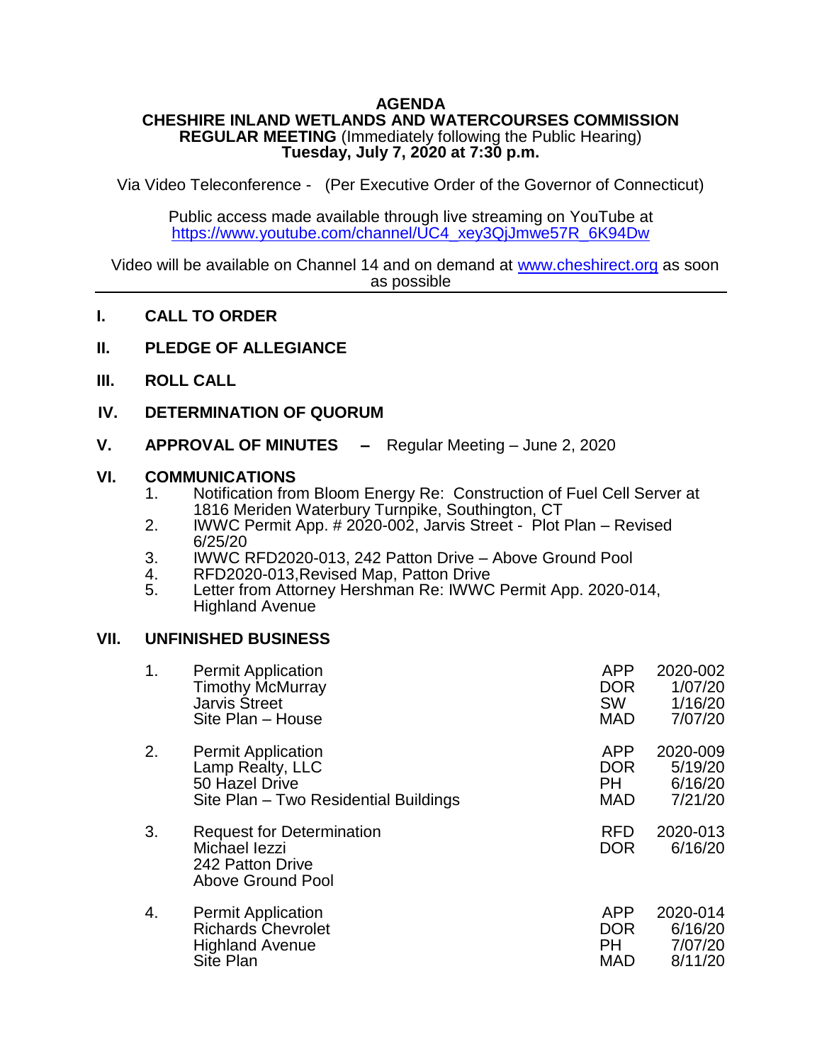**AGENDA**
**CHESHIRE INLAND WETLANDS AND WATERCOURSES COMMISSION**
**REGULAR MEETING** (Immediately following the Public Hearing)
**Tuesday, July 7, 2020 at 7:30 p.m.**

Via Video Teleconference - (Per Executive Order of the Governor of Connecticut)

Public access made available through live streaming on YouTube at https://www.youtube.com/channel/UC4_xey3QjJmwe57R_6K94Dw

Video will be available on Channel 14 and on demand at www.cheshirect.org as soon as possible

---

**I. CALL TO ORDER**

**II. PLEDGE OF ALLEGIANCE**

**III. ROLL CALL**

**IV. DETERMINATION OF QUORUM**

**V. APPROVAL OF MINUTES** **–** Regular Meeting – June 2, 2020

**VI. COMMUNICATIONS**

1. Notification from Bloom Energy Re: Construction of Fuel Cell Server at 1816 Meriden Waterbury Turnpike, Southington, CT
2. IWWC Permit App. # 2020-002, Jarvis Street - Plot Plan – Revised 6/25/20
3. IWWC RFD2020-013, 242 Patton Drive – Above Ground Pool
4. RFD2020-013,Revised Map, Patton Drive
5. Letter from Attorney Hershman Re: IWWC Permit App. 2020-014, Highland Avenue

**VII. UNFINISHED BUSINESS**

| | | | |
|---|---|---|---|
| 1. | Permit Application<br>Timothy McMurray<br>Jarvis Street<br>Site Plan – House | APP<br>DOR<br>SW<br>MAD | 2020-002<br>1/07/20<br>1/16/20<br>7/07/20 |
| 2. | Permit Application<br>Lamp Realty, LLC<br>50 Hazel Drive<br>Site Plan – Two Residential Buildings | APP<br>DOR<br>PH<br>MAD | 2020-009<br>5/19/20<br>6/16/20<br>7/21/20 |
| 3. | Request for Determination<br>Michael Iezzi<br>242 Patton Drive<br>Above Ground Pool | RFD<br>DOR | 2020-013<br>6/16/20 |
| 4. | Permit Application<br>Richards Chevrolet<br>Highland Avenue<br>Site Plan | APP<br>DOR<br>PH<br>MAD | 2020-014<br>6/16/20<br>7/07/20<br>8/11/20 |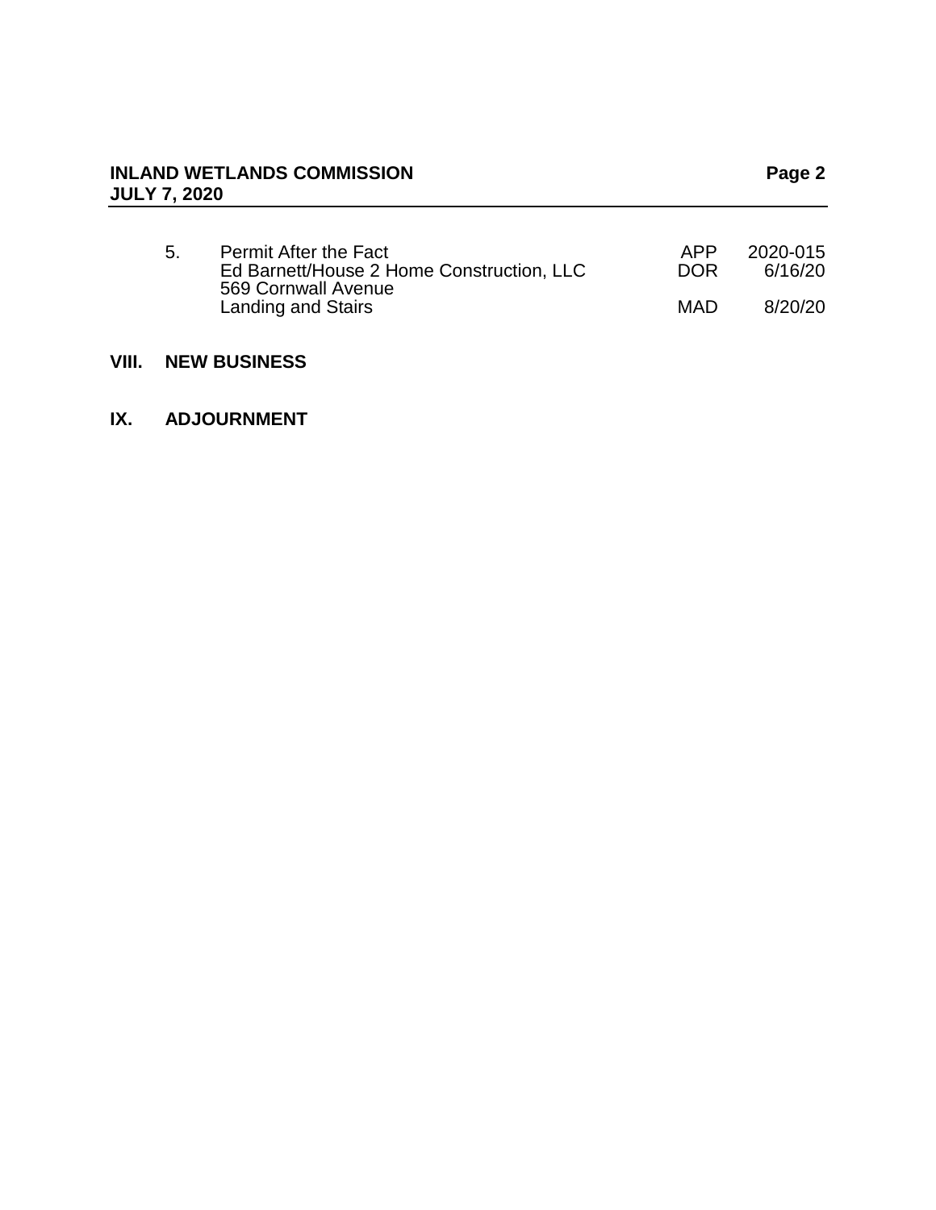5. Permit After the Fact — APP 2020-015
   Ed Barnett/House 2 Home Construction, LLC — DOR 6/16/20
   569 Cornwall Avenue
   Landing and Stairs — MAD 8/20/20

## VIII. NEW BUSINESS

## IX. ADJOURNMENT